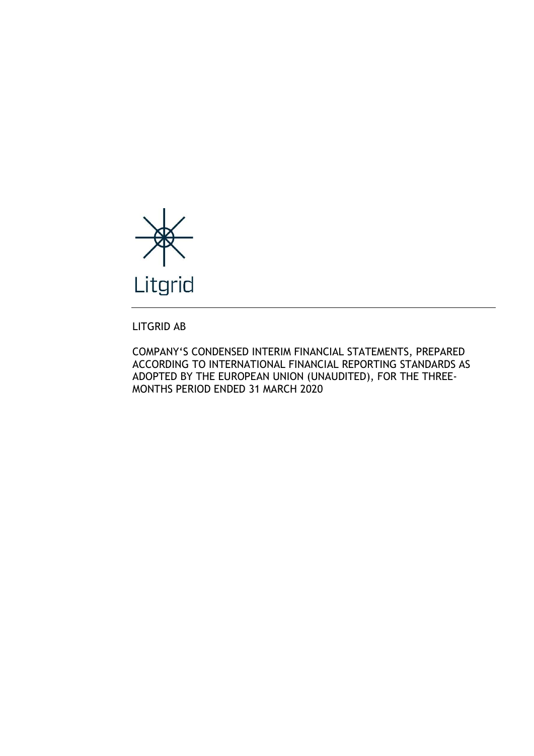Litgrid

LITGRID AB

COMPANY'S CONDENSED INTERIM FINANCIAL STATEMENTS, PREPARED ACCORDING TO INTERNATIONAL FINANCIAL REPORTING STANDARDS AS ADOPTED BY THE EUROPEAN UNION (UNAUDITED), FOR THE THREE-MONTHS PERIOD ENDED 31 MARCH 2020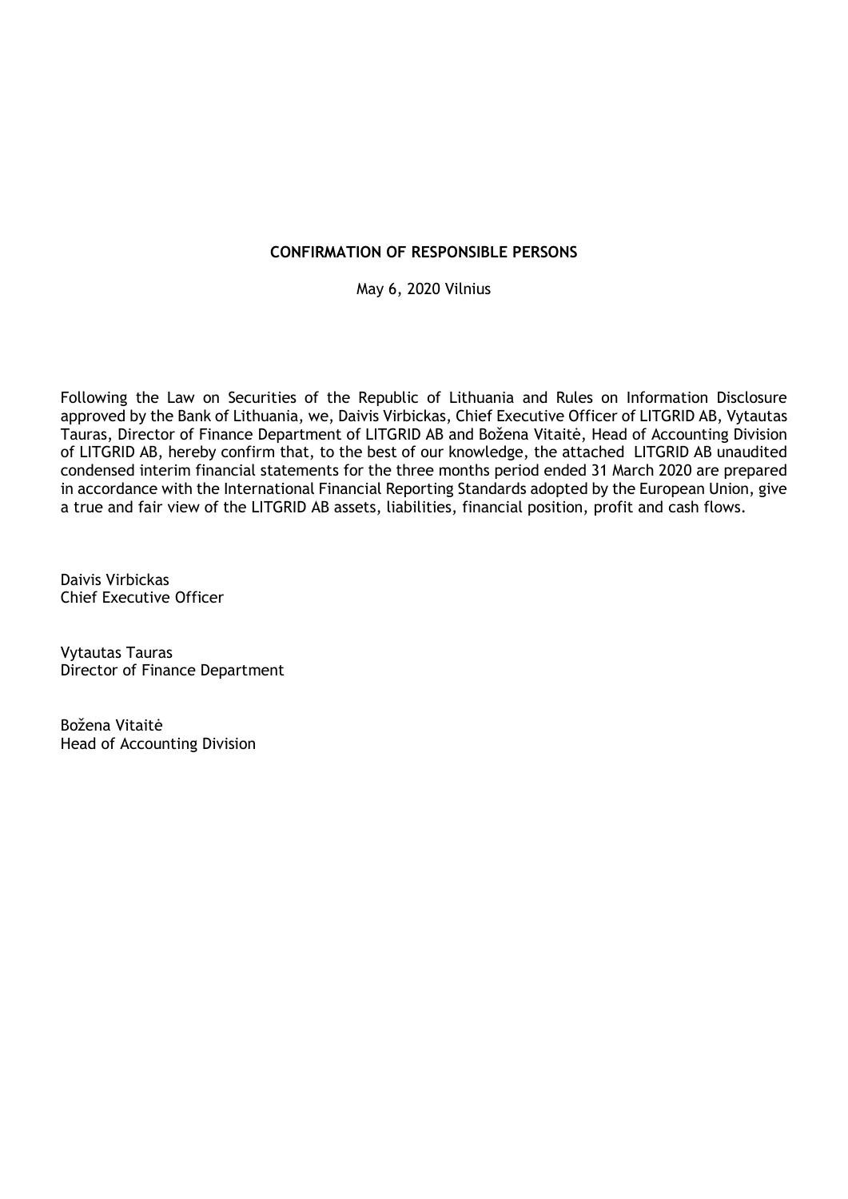**CONFIRMATION OF RESPONSIBLE PERSONS**

May 6, 2020 Vilnius

Following the Law on Securities of the Republic of Lithuania and Rules on Information Disclosure approved by the Bank of Lithuania, we, Daivis Virbickas, Chief Executive Officer of LITGRID AB, Vytautas Tauras, Director of Finance Department of LITGRID AB and Božena Vitaitė, Head of Accounting Division of LITGRID AB, hereby confirm that, to the best of our knowledge, the attached LITGRID AB unaudited condensed interim financial statements for the three months period ended 31 March 2020 are prepared in accordance with the International Financial Reporting Standards adopted by the European Union, give a true and fair view of the LITGRID AB assets, liabilities, financial position, profit and cash flows.

Daivis Virbickas
Chief Executive Officer

Vytautas Tauras
Director of Finance Department

Božena Vitaitė
Head of Accounting Division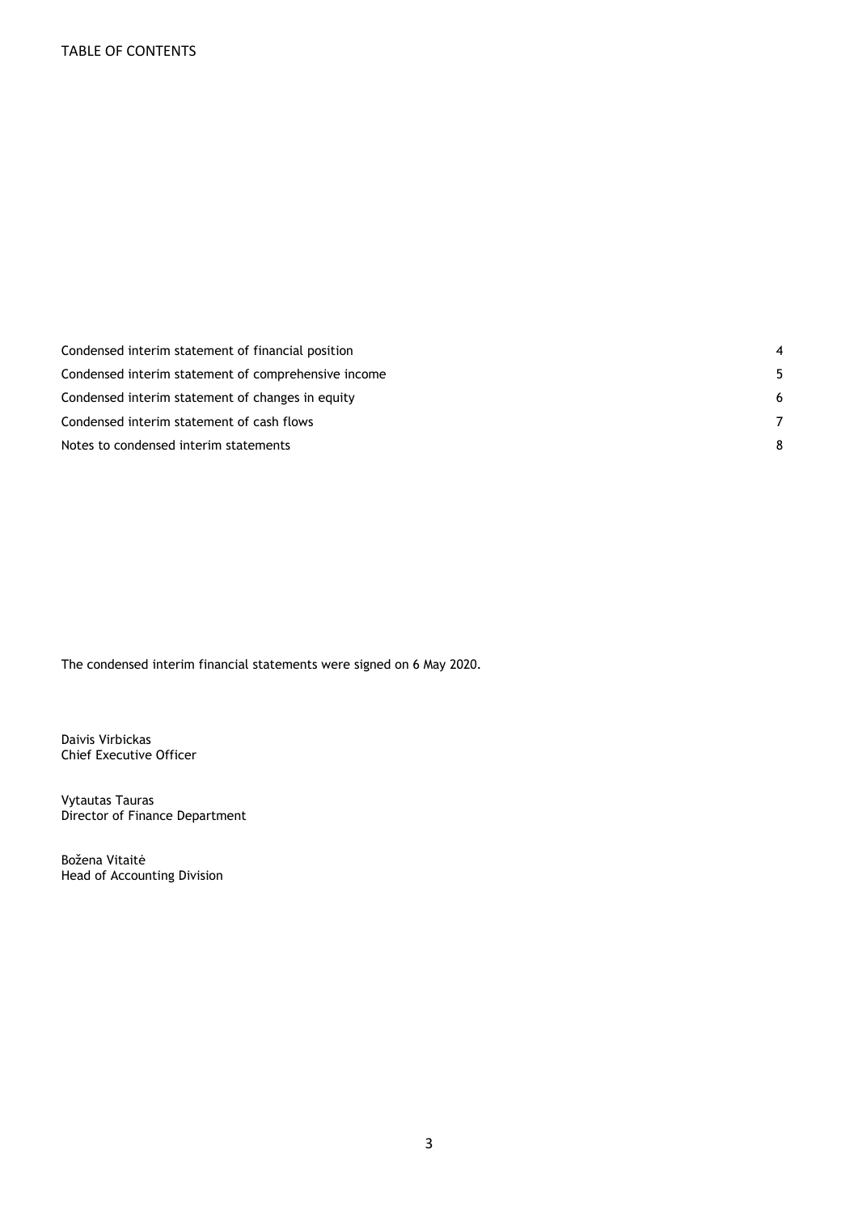# TABLE OF CONTENTS

| | |
|---|---|
| Condensed interim statement of financial position | 4 |
| Condensed interim statement of comprehensive income | 5 |
| Condensed interim statement of changes in equity | 6 |
| Condensed interim statement of cash flows | 7 |
| Notes to condensed interim statements | 8 |

The condensed interim financial statements were signed on 6 May 2020.

Daivis Virbickas
Chief Executive Officer

Vytautas Tauras
Director of Finance Department

Božena Vitaitė
Head of Accounting Division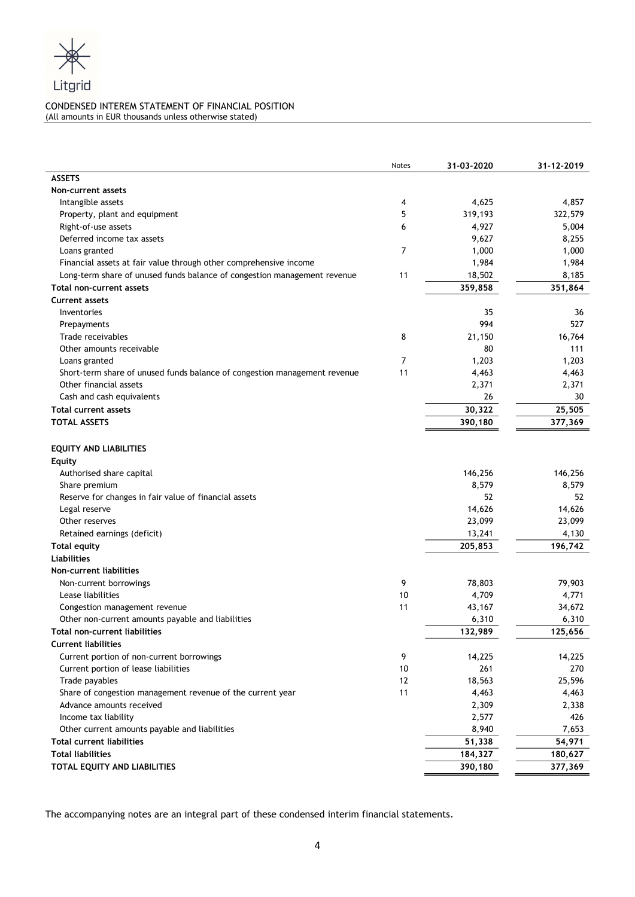Litgrid

CONDENSED INTEREM STATEMENT OF FINANCIAL POSITION
(All amounts in EUR thousands unless otherwise stated)

| | Notes | 31-03-2020 | 31-12-2019 |
|---|---|---|---|
| **ASSETS** | | | |
| **Non-current assets** | | | |
| Intangible assets | 4 | 4,625 | 4,857 |
| Property, plant and equipment | 5 | 319,193 | 322,579 |
| Right-of-use assets | 6 | 4,927 | 5,004 |
| Deferred income tax assets | | 9,627 | 8,255 |
| Loans granted | 7 | 1,000 | 1,000 |
| Financial assets at fair value through other comprehensive income | | 1,984 | 1,984 |
| Long-term share of unused funds balance of congestion management revenue | 11 | 18,502 | 8,185 |
| **Total non-current assets** | | **359,858** | **351,864** |
| **Current assets** | | | |
| Inventories | | 35 | 36 |
| Prepayments | | 994 | 527 |
| Trade receivables | 8 | 21,150 | 16,764 |
| Other amounts receivable | | 80 | 111 |
| Loans granted | 7 | 1,203 | 1,203 |
| Short-term share of unused funds balance of congestion management revenue | 11 | 4,463 | 4,463 |
| Other financial assets | | 2,371 | 2,371 |
| Cash and cash equivalents | | 26 | 30 |
| **Total current assets** | | **30,322** | **25,505** |
| **TOTAL ASSETS** | | **390,180** | **377,369** |
| | | | |
| **EQUITY AND LIABILITIES** | | | |
| **Equity** | | | |
| Authorised share capital | | 146,256 | 146,256 |
| Share premium | | 8,579 | 8,579 |
| Reserve for changes in fair value of financial assets | | 52 | 52 |
| Legal reserve | | 14,626 | 14,626 |
| Other reserves | | 23,099 | 23,099 |
| Retained earnings (deficit) | | 13,241 | 4,130 |
| **Total equity** | | **205,853** | **196,742** |
| **Liabilities** | | | |
| **Non-current liabilities** | | | |
| Non-current borrowings | 9 | 78,803 | 79,903 |
| Lease liabilities | 10 | 4,709 | 4,771 |
| Congestion management revenue | 11 | 43,167 | 34,672 |
| Other non-current amounts payable and liabilities | | 6,310 | 6,310 |
| **Total non-current liabilities** | | **132,989** | **125,656** |
| **Current liabilities** | | | |
| Current portion of non-current borrowings | 9 | 14,225 | 14,225 |
| Current portion of lease liabilities | 10 | 261 | 270 |
| Trade payables | 12 | 18,563 | 25,596 |
| Share of congestion management revenue of the current year | 11 | 4,463 | 4,463 |
| Advance amounts received | | 2,309 | 2,338 |
| Income tax liability | | 2,577 | 426 |
| Other current amounts payable and liabilities | | 8,940 | 7,653 |
| **Total current liabilities** | | **51,338** | **54,971** |
| **Total liabilities** | | **184,327** | **180,627** |
| **TOTAL EQUITY AND LIABILITIES** | | **390,180** | **377,369** |

The accompanying notes are an integral part of these condensed interim financial statements.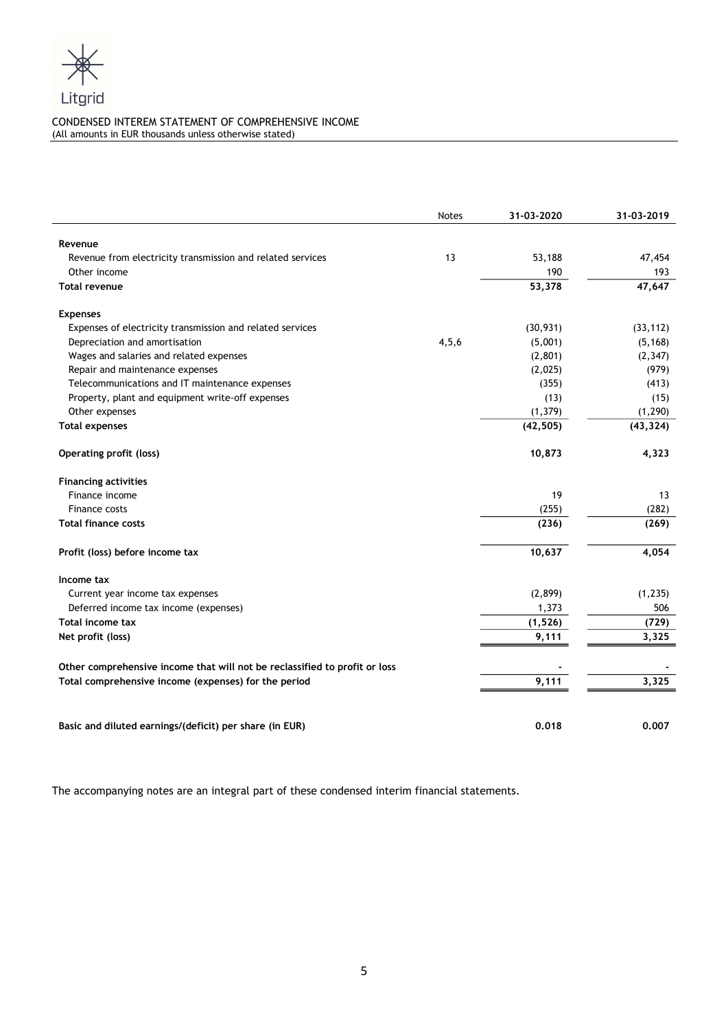Litgrid

CONDENSED INTEREM STATEMENT OF COMPREHENSIVE INCOME
(All amounts in EUR thousands unless otherwise stated)

| | Notes | 31-03-2020 | 31-03-2019 |
|---|---|---|---|
| **Revenue** | | | |
| Revenue from electricity transmission and related services | 13 | 53,188 | 47,454 |
| Other income | | 190 | 193 |
| **Total revenue** | | **53,378** | **47,647** |
| **Expenses** | | | |
| Expenses of electricity transmission and related services | | (30,931) | (33,112) |
| Depreciation and amortisation | 4,5,6 | (5,001) | (5,168) |
| Wages and salaries and related expenses | | (2,801) | (2,347) |
| Repair and maintenance expenses | | (2,025) | (979) |
| Telecommunications and IT maintenance expenses | | (355) | (413) |
| Property, plant and equipment write-off expenses | | (13) | (15) |
| Other expenses | | (1,379) | (1,290) |
| **Total expenses** | | **(42,505)** | **(43,324)** |
| **Operating profit (loss)** | | **10,873** | **4,323** |
| **Financing activities** | | | |
| Finance income | | 19 | 13 |
| Finance costs | | (255) | (282) |
| **Total finance costs** | | **(236)** | **(269)** |
| **Profit (loss) before income tax** | | **10,637** | **4,054** |
| **Income tax** | | | |
| Current year income tax expenses | | (2,899) | (1,235) |
| Deferred income tax income (expenses) | | 1,373 | 506 |
| **Total income tax** | | **(1,526)** | **(729)** |
| **Net profit (loss)** | | **9,111** | **3,325** |
| **Other comprehensive income that will not be reclassified to profit or loss** | | - | - |
| **Total comprehensive income (expenses) for the period** | | **9,111** | **3,325** |
| **Basic and diluted earnings/(deficit) per share (in EUR)** | | **0.018** | **0.007** |

The accompanying notes are an integral part of these condensed interim financial statements.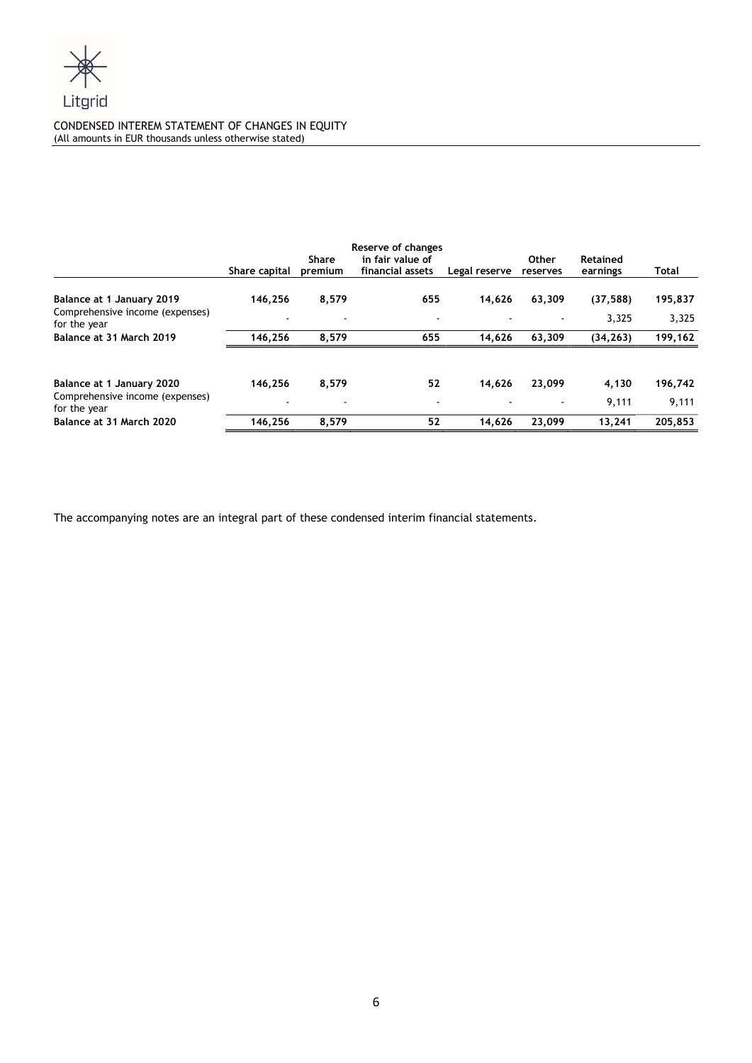CONDENSED INTEREM STATEMENT OF CHANGES IN EQUITY
(All amounts in EUR thousands unless otherwise stated)

| | Share capital | Share premium | Reserve of changes in fair value of financial assets | Legal reserve | Other reserves | Retained earnings | Total |
|---|---|---|---|---|---|---|---|
| **Balance at 1 January 2019** | **146,256** | **8,579** | **655** | **14,626** | **63,309** | **(37,588)** | **195,837** |
| Comprehensive income (expenses) for the year | - | - | - | - | - | 3,325 | 3,325 |
| **Balance at 31 March 2019** | **146,256** | **8,579** | **655** | **14,626** | **63,309** | **(34,263)** | **199,162** |
| | | | | | | | |
| **Balance at 1 January 2020** | **146,256** | **8,579** | **52** | **14,626** | **23,099** | **4,130** | **196,742** |
| Comprehensive income (expenses) for the year | - | - | - | - | - | 9,111 | 9,111 |
| **Balance at 31 March 2020** | **146,256** | **8,579** | **52** | **14,626** | **23,099** | **13,241** | **205,853** |

The accompanying notes are an integral part of these condensed interim financial statements.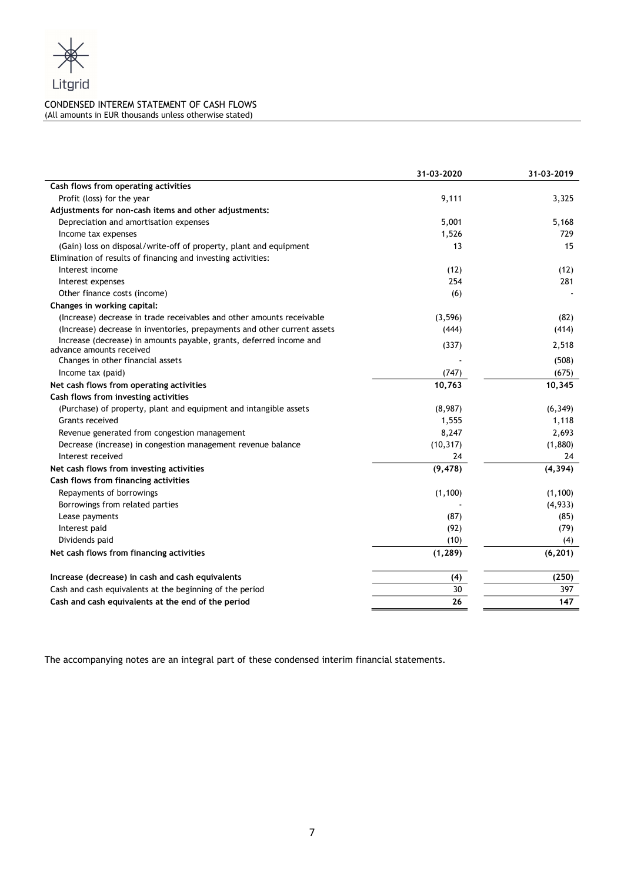Litgrid

CONDENSED INTEREM STATEMENT OF CASH FLOWS
(All amounts in EUR thousands unless otherwise stated)

| | 31-03-2020 | 31-03-2019 |
|---|---|---|
| **Cash flows from operating activities** | | |
| Profit (loss) for the year | 9,111 | 3,325 |
| **Adjustments for non-cash items and other adjustments:** | | |
| Depreciation and amortisation expenses | 5,001 | 5,168 |
| Income tax expenses | 1,526 | 729 |
| (Gain) loss on disposal/write-off of property, plant and equipment | 13 | 15 |
| Elimination of results of financing and investing activities: | | |
| Interest income | (12) | (12) |
| Interest expenses | 254 | 281 |
| Other finance costs (income) | (6) | - |
| **Changes in working capital:** | | |
| (Increase) decrease in trade receivables and other amounts receivable | (3,596) | (82) |
| (Increase) decrease in inventories, prepayments and other current assets | (444) | (414) |
| Increase (decrease) in amounts payable, grants, deferred income and advance amounts received | (337) | 2,518 |
| Changes in other financial assets | - | (508) |
| Income tax (paid) | (747) | (675) |
| **Net cash flows from operating activities** | **10,763** | **10,345** |
| **Cash flows from investing activities** | | |
| (Purchase) of property, plant and equipment and intangible assets | (8,987) | (6,349) |
| Grants received | 1,555 | 1,118 |
| Revenue generated from congestion management | 8,247 | 2,693 |
| Decrease (increase) in congestion management revenue balance | (10,317) | (1,880) |
| Interest received | 24 | 24 |
| **Net cash flows from investing activities** | **(9,478)** | **(4,394)** |
| **Cash flows from financing activities** | | |
| Repayments of borrowings | (1,100) | (1,100) |
| Borrowings from related parties | - | (4,933) |
| Lease payments | (87) | (85) |
| Interest paid | (92) | (79) |
| Dividends paid | (10) | (4) |
| **Net cash flows from financing activities** | **(1,289)** | **(6,201)** |
| | | |
| **Increase (decrease) in cash and cash equivalents** | **(4)** | **(250)** |
| Cash and cash equivalents at the beginning of the period | 30 | 397 |
| **Cash and cash equivalents at the end of the period** | **26** | **147** |

The accompanying notes are an integral part of these condensed interim financial statements.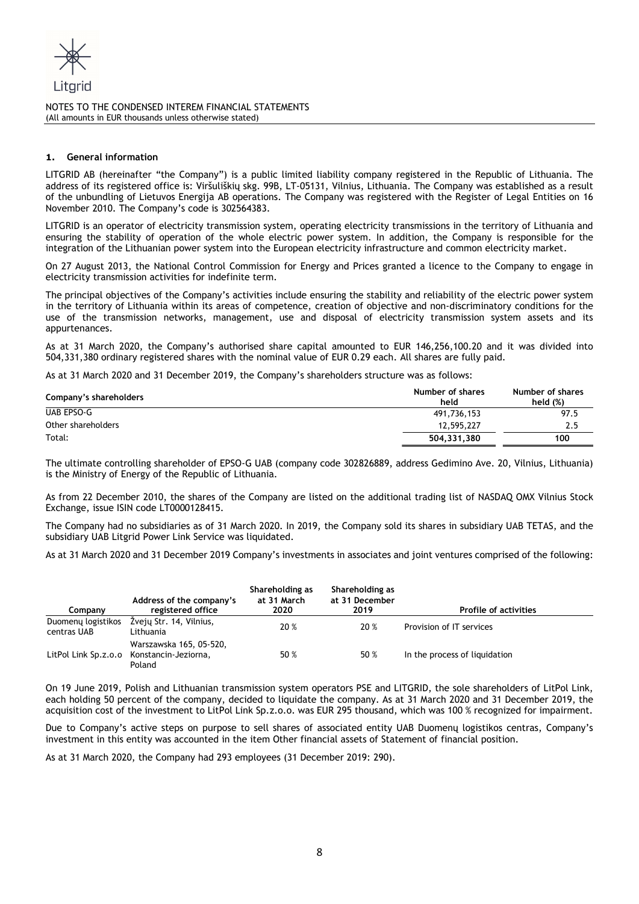## 1. General information

LITGRID AB (hereinafter "the Company") is a public limited liability company registered in the Republic of Lithuania. The address of its registered office is: Viršuliškių skg. 99B, LT-05131, Vilnius, Lithuania. The Company was established as a result of the unbundling of Lietuvos Energija AB operations. The Company was registered with the Register of Legal Entities on 16 November 2010. The Company's code is 302564383.

LITGRID is an operator of electricity transmission system, operating electricity transmissions in the territory of Lithuania and ensuring the stability of operation of the whole electric power system. In addition, the Company is responsible for the integration of the Lithuanian power system into the European electricity infrastructure and common electricity market.

On 27 August 2013, the National Control Commission for Energy and Prices granted a licence to the Company to engage in electricity transmission activities for indefinite term.

The principal objectives of the Company's activities include ensuring the stability and reliability of the electric power system in the territory of Lithuania within its areas of competence, creation of objective and non-discriminatory conditions for the use of the transmission networks, management, use and disposal of electricity transmission system assets and its appurtenances.

As at 31 March 2020, the Company's authorised share capital amounted to EUR 146,256,100.20 and it was divided into 504,331,380 ordinary registered shares with the nominal value of EUR 0.29 each. All shares are fully paid.

As at 31 March 2020 and 31 December 2019, the Company's shareholders structure was as follows:

| Company's shareholders | Number of shares held | Number of shares held (%) |
|---|---|---|
| UAB EPSO-G | 491,736,153 | 97.5 |
| Other shareholders | 12,595,227 | 2.5 |
| Total: | **504,331,380** | **100** |

The ultimate controlling shareholder of EPSO-G UAB (company code 302826889, address Gedimino Ave. 20, Vilnius, Lithuania) is the Ministry of Energy of the Republic of Lithuania.

As from 22 December 2010, the shares of the Company are listed on the additional trading list of NASDAQ OMX Vilnius Stock Exchange, issue ISIN code LT0000128415.

The Company had no subsidiaries as of 31 March 2020. In 2019, the Company sold its shares in subsidiary UAB TETAS, and the subsidiary UAB Litgrid Power Link Service was liquidated.

As at 31 March 2020 and 31 December 2019 Company's investments in associates and joint ventures comprised of the following:

| Company | Address of the company's registered office | Shareholding as at 31 March 2020 | Shareholding as at 31 December 2019 | Profile of activities |
|---|---|---|---|---|
| Duomenų logistikos centras UAB | Žvejų Str. 14, Vilnius, Lithuania | 20 % | 20 % | Provision of IT services |
| LitPol Link Sp.z.o.o | Warszawska 165, 05-520, Konstancin-Jeziorna, Poland | 50 % | 50 % | In the process of liquidation |

On 19 June 2019, Polish and Lithuanian transmission system operators PSE and LITGRID, the sole shareholders of LitPol Link, each holding 50 percent of the company, decided to liquidate the company. As at 31 March 2020 and 31 December 2019, the acquisition cost of the investment to LitPol Link Sp.z.o.o. was EUR 295 thousand, which was 100 % recognized for impairment.

Due to Company's active steps on purpose to sell shares of associated entity UAB Duomenų logistikos centras, Company's investment in this entity was accounted in the item Other financial assets of Statement of financial position.

As at 31 March 2020, the Company had 293 employees (31 December 2019: 290).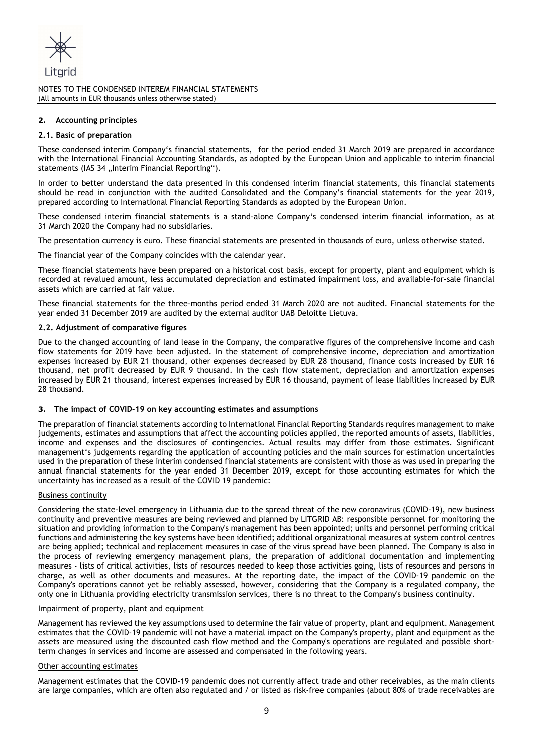## 2. Accounting principles

### 2.1. Basic of preparation

These condensed interim Company's financial statements, for the period ended 31 March 2019 are prepared in accordance with the International Financial Accounting Standards, as adopted by the European Union and applicable to interim financial statements (IAS 34 „Interim Financial Reporting").

In order to better understand the data presented in this condensed interim financial statements, this financial statements should be read in conjunction with the audited Consolidated and the Company's financial statements for the year 2019, prepared according to International Financial Reporting Standards as adopted by the European Union.

These condensed interim financial statements is a stand-alone Company's condensed interim financial information, as at 31 March 2020 the Company had no subsidiaries.

The presentation currency is euro. These financial statements are presented in thousands of euro, unless otherwise stated.

The financial year of the Company coincides with the calendar year.

These financial statements have been prepared on a historical cost basis, except for property, plant and equipment which is recorded at revalued amount, less accumulated depreciation and estimated impairment loss, and available-for-sale financial assets which are carried at fair value.

These financial statements for the three-months period ended 31 March 2020 are not audited. Financial statements for the year ended 31 December 2019 are audited by the external auditor UAB Deloitte Lietuva.

### 2.2. Adjustment of comparative figures

Due to the changed accounting of land lease in the Company, the comparative figures of the comprehensive income and cash flow statements for 2019 have been adjusted. In the statement of comprehensive income, depreciation and amortization expenses increased by EUR 21 thousand, other expenses decreased by EUR 28 thousand, finance costs increased by EUR 16 thousand, net profit decreased by EUR 9 thousand. In the cash flow statement, depreciation and amortization expenses increased by EUR 21 thousand, interest expenses increased by EUR 16 thousand, payment of lease liabilities increased by EUR 28 thousand.

## 3. The impact of COVID-19 on key accounting estimates and assumptions

The preparation of financial statements according to International Financial Reporting Standards requires management to make judgements, estimates and assumptions that affect the accounting policies applied, the reported amounts of assets, liabilities, income and expenses and the disclosures of contingencies. Actual results may differ from those estimates. Significant management's judgements regarding the application of accounting policies and the main sources for estimation uncertainties used in the preparation of these interim condensed financial statements are consistent with those as was used in preparing the annual financial statements for the year ended 31 December 2019, except for those accounting estimates for which the uncertainty has increased as a result of the COVID 19 pandemic:

Business continuity

Considering the state-level emergency in Lithuania due to the spread threat of the new coronavirus (COVID-19), new business continuity and preventive measures are being reviewed and planned by LITGRID AB: responsible personnel for monitoring the situation and providing information to the Company's management has been appointed; units and personnel performing critical functions and administering the key systems have been identified; additional organizational measures at system control centres are being applied; technical and replacement measures in case of the virus spread have been planned. The Company is also in the process of reviewing emergency management plans, the preparation of additional documentation and implementing measures - lists of critical activities, lists of resources needed to keep those activities going, lists of resources and persons in charge, as well as other documents and measures. At the reporting date, the impact of the COVID-19 pandemic on the Company's operations cannot yet be reliably assessed, however, considering that the Company is a regulated company, the only one in Lithuania providing electricity transmission services, there is no threat to the Company's business continuity.

Impairment of property, plant and equipment

Management has reviewed the key assumptions used to determine the fair value of property, plant and equipment. Management estimates that the COVID-19 pandemic will not have a material impact on the Company's property, plant and equipment as the assets are measured using the discounted cash flow method and the Company's operations are regulated and possible short-term changes in services and income are assessed and compensated in the following years.

Other accounting estimates

Management estimates that the COVID-19 pandemic does not currently affect trade and other receivables, as the main clients are large companies, which are often also regulated and / or listed as risk-free companies (about 80% of trade receivables are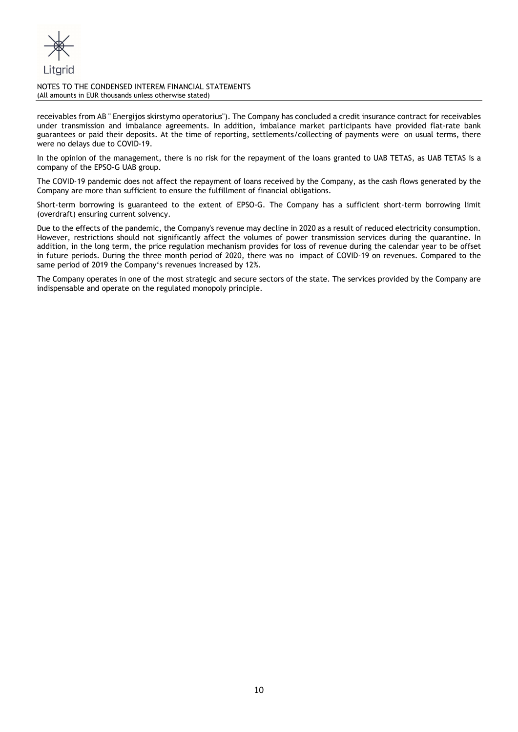receivables from AB " Energijos skirstymo operatorius"). The Company has concluded a credit insurance contract for receivables under transmission and imbalance agreements. In addition, imbalance market participants have provided flat-rate bank guarantees or paid their deposits. At the time of reporting, settlements/collecting of payments were on usual terms, there were no delays due to COVID-19.

In the opinion of the management, there is no risk for the repayment of the loans granted to UAB TETAS, as UAB TETAS is a company of the EPSO-G UAB group.

The COVID-19 pandemic does not affect the repayment of loans received by the Company, as the cash flows generated by the Company are more than sufficient to ensure the fulfillment of financial obligations.

Short-term borrowing is guaranteed to the extent of EPSO-G. The Company has a sufficient short-term borrowing limit (overdraft) ensuring current solvency.

Due to the effects of the pandemic, the Company's revenue may decline in 2020 as a result of reduced electricity consumption. However, restrictions should not significantly affect the volumes of power transmission services during the quarantine. In addition, in the long term, the price regulation mechanism provides for loss of revenue during the calendar year to be offset in future periods. During the three month period of 2020, there was no impact of COVID-19 on revenues. Compared to the same period of 2019 the Company's revenues increased by 12%.

The Company operates in one of the most strategic and secure sectors of the state. The services provided by the Company are indispensable and operate on the regulated monopoly principle.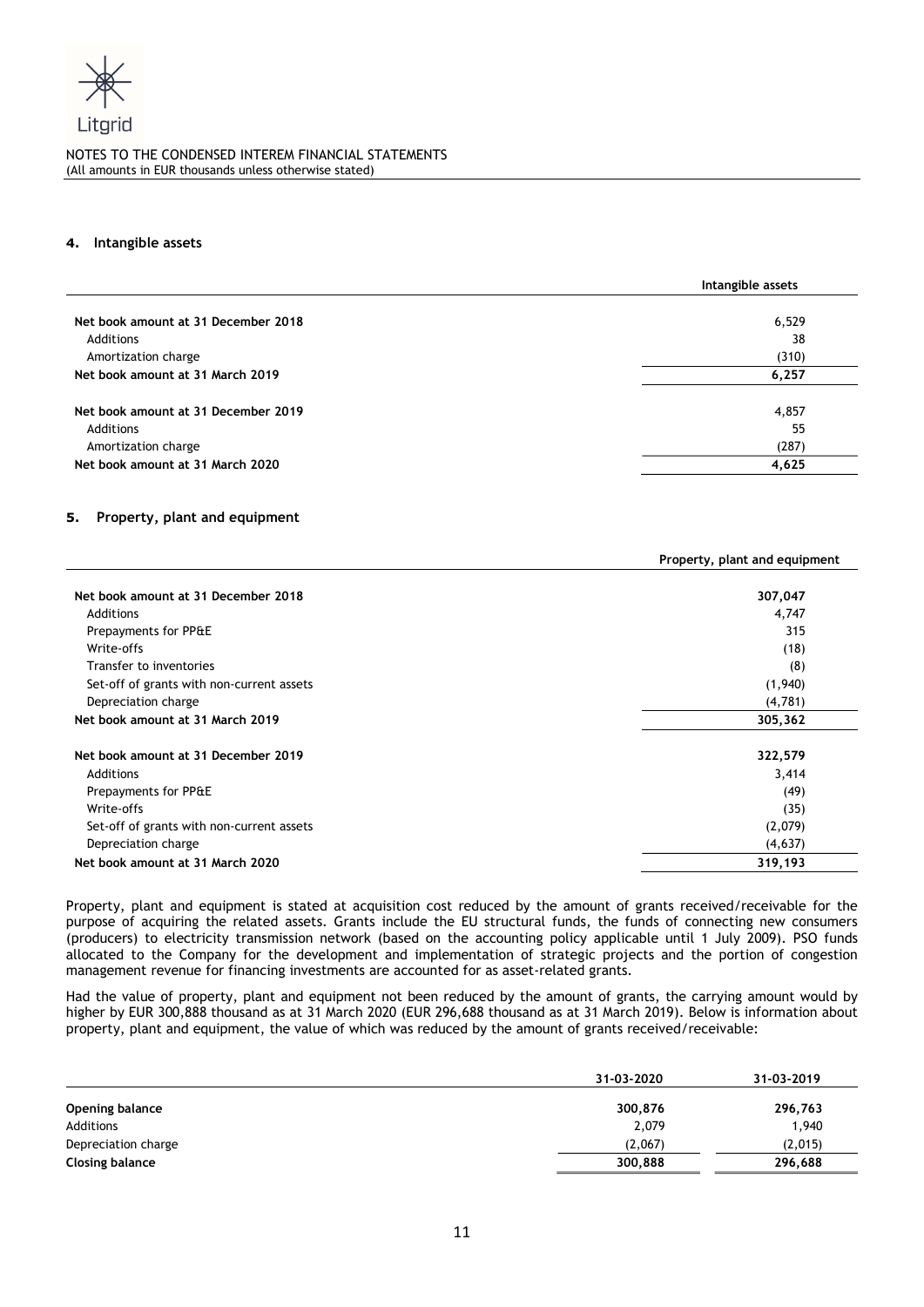## 4. Intangible assets

| | Intangible assets |
|---|---|
| **Net book amount at 31 December 2018** | 6,529 |
| Additions | 38 |
| Amortization charge | (310) |
| **Net book amount at 31 March 2019** | **6,257** |
| | |
| **Net book amount at 31 December 2019** | 4,857 |
| Additions | 55 |
| Amortization charge | (287) |
| **Net book amount at 31 March 2020** | **4,625** |

## 5. Property, plant and equipment

| | Property, plant and equipment |
|---|---|
| **Net book amount at 31 December 2018** | **307,047** |
| Additions | 4,747 |
| Prepayments for PP&E | 315 |
| Write-offs | (18) |
| Transfer to inventories | (8) |
| Set-off of grants with non-current assets | (1,940) |
| Depreciation charge | (4,781) |
| **Net book amount at 31 March 2019** | **305,362** |
| | |
| **Net book amount at 31 December 2019** | **322,579** |
| Additions | 3,414 |
| Prepayments for PP&E | (49) |
| Write-offs | (35) |
| Set-off of grants with non-current assets | (2,079) |
| Depreciation charge | (4,637) |
| **Net book amount at 31 March 2020** | **319,193** |

Property, plant and equipment is stated at acquisition cost reduced by the amount of grants received/receivable for the purpose of acquiring the related assets. Grants include the EU structural funds, the funds of connecting new consumers (producers) to electricity transmission network (based on the accounting policy applicable until 1 July 2009). PSO funds allocated to the Company for the development and implementation of strategic projects and the portion of congestion management revenue for financing investments are accounted for as asset-related grants.

Had the value of property, plant and equipment not been reduced by the amount of grants, the carrying amount would by higher by EUR 300,888 thousand as at 31 March 2020 (EUR 296,688 thousand as at 31 March 2019). Below is information about property, plant and equipment, the value of which was reduced by the amount of grants received/receivable:

| | 31-03-2020 | 31-03-2019 |
|---|---|---|
| **Opening balance** | **300,876** | **296,763** |
| Additions | 2,079 | 1,940 |
| Depreciation charge | (2,067) | (2,015) |
| **Closing balance** | **300,888** | **296,688** |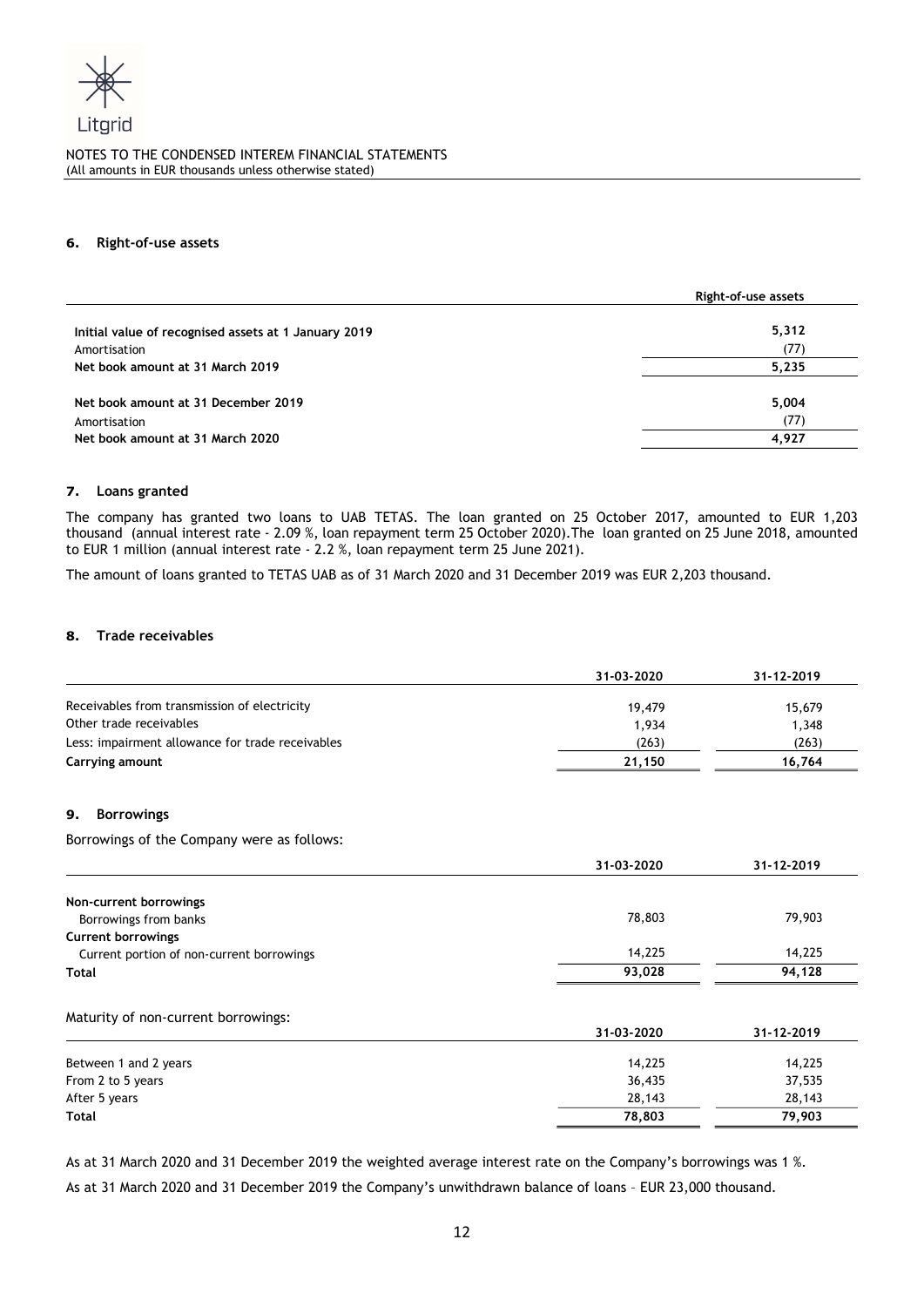NOTES TO THE CONDENSED INTEREM FINANCIAL STATEMENTS
(All amounts in EUR thousands unless otherwise stated)

## 6. Right-of-use assets

| | Right-of-use assets |
|---|---|
| **Initial value of recognised assets at 1 January 2019** | **5,312** |
| Amortisation | (77) |
| **Net book amount at 31 March 2019** | **5,235** |
| | |
| **Net book amount at 31 December 2019** | **5,004** |
| Amortisation | (77) |
| **Net book amount at 31 March 2020** | **4,927** |

## 7. Loans granted

The company has granted two loans to UAB TETAS. The loan granted on 25 October 2017, amounted to EUR 1,203 thousand (annual interest rate - 2.09 %, loan repayment term 25 October 2020).The loan granted on 25 June 2018, amounted to EUR 1 million (annual interest rate - 2.2 %, loan repayment term 25 June 2021).

The amount of loans granted to TETAS UAB as of 31 March 2020 and 31 December 2019 was EUR 2,203 thousand.

## 8. Trade receivables

| | 31-03-2020 | 31-12-2019 |
|---|---|---|
| Receivables from transmission of electricity | 19,479 | 15,679 |
| Other trade receivables | 1,934 | 1,348 |
| Less: impairment allowance for trade receivables | (263) | (263) |
| **Carrying amount** | **21,150** | **16,764** |

## 9. Borrowings

Borrowings of the Company were as follows:

| | 31-03-2020 | 31-12-2019 |
|---|---|---|
| **Non-current borrowings** | | |
| Borrowings from banks | 78,803 | 79,903 |
| **Current borrowings** | | |
| Current portion of non-current borrowings | 14,225 | 14,225 |
| **Total** | **93,028** | **94,128** |

Maturity of non-current borrowings:

| | 31-03-2020 | 31-12-2019 |
|---|---|---|
| Between 1 and 2 years | 14,225 | 14,225 |
| From 2 to 5 years | 36,435 | 37,535 |
| After 5 years | 28,143 | 28,143 |
| **Total** | **78,803** | **79,903** |

As at 31 March 2020 and 31 December 2019 the weighted average interest rate on the Company's borrowings was 1 %.

As at 31 March 2020 and 31 December 2019 the Company's unwithdrawn balance of loans – EUR 23,000 thousand.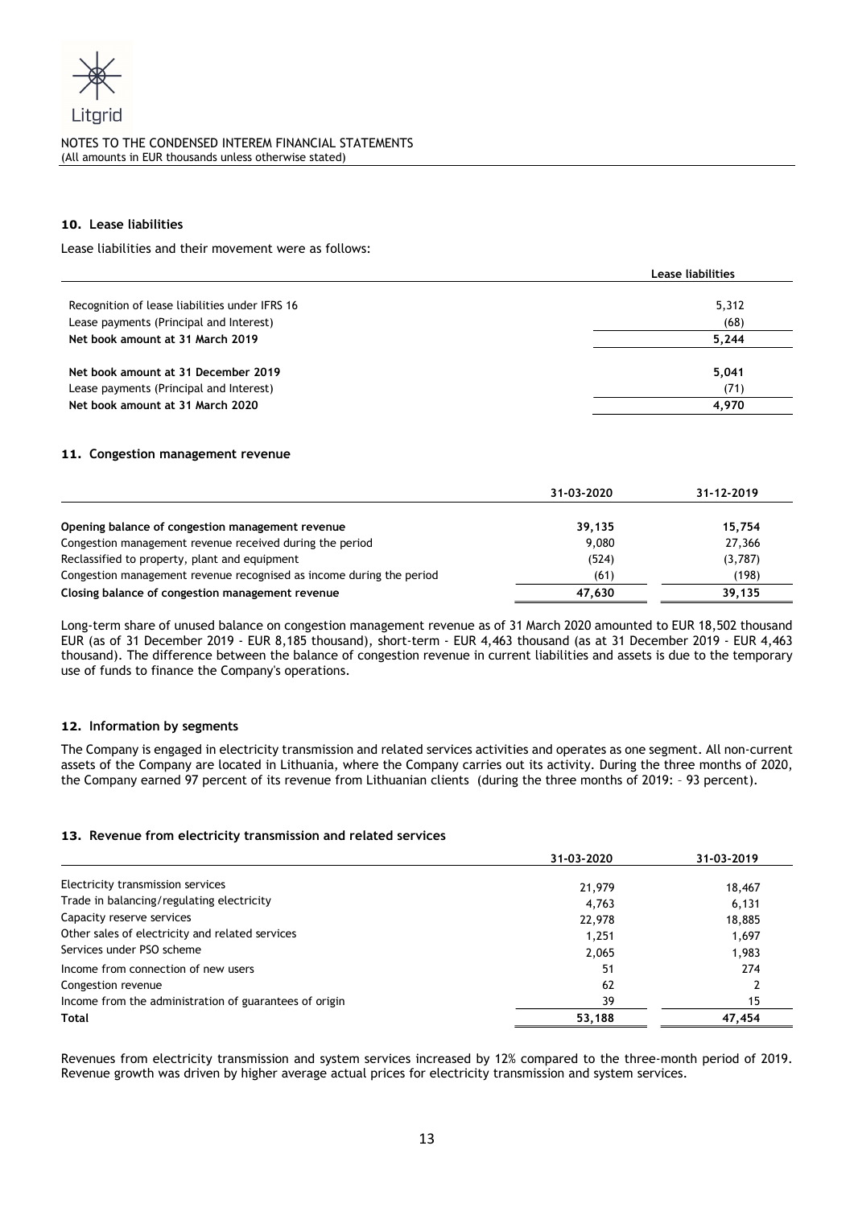NOTES TO THE CONDENSED INTEREM FINANCIAL STATEMENTS
(All amounts in EUR thousands unless otherwise stated)

## 10. Lease liabilities

Lease liabilities and their movement were as follows:

| | Lease liabilities |
|---|---|
| Recognition of lease liabilities under IFRS 16 | 5,312 |
| Lease payments (Principal and Interest) | (68) |
| **Net book amount at 31 March 2019** | **5,244** |
| | |
| **Net book amount at 31 December 2019** | **5,041** |
| Lease payments (Principal and Interest) | (71) |
| **Net book amount at 31 March 2020** | **4,970** |

## 11. Congestion management revenue

| | 31-03-2020 | 31-12-2019 |
|---|---|---|
| **Opening balance of congestion management revenue** | **39,135** | **15,754** |
| Congestion management revenue received during the period | 9,080 | 27,366 |
| Reclassified to property, plant and equipment | (524) | (3,787) |
| Congestion management revenue recognised as income during the period | (61) | (198) |
| **Closing balance of congestion management revenue** | **47,630** | **39,135** |

Long-term share of unused balance on congestion management revenue as of 31 March 2020 amounted to EUR 18,502 thousand EUR (as of 31 December 2019 - EUR 8,185 thousand), short-term - EUR 4,463 thousand (as at 31 December 2019 - EUR 4,463 thousand). The difference between the balance of congestion revenue in current liabilities and assets is due to the temporary use of funds to finance the Company's operations.

## 12. Information by segments

The Company is engaged in electricity transmission and related services activities and operates as one segment. All non-current assets of the Company are located in Lithuania, where the Company carries out its activity. During the three months of 2020, the Company earned 97 percent of its revenue from Lithuanian clients (during the three months of 2019: – 93 percent).

## 13. Revenue from electricity transmission and related services

| | 31-03-2020 | 31-03-2019 |
|---|---|---|
| Electricity transmission services | 21,979 | 18,467 |
| Trade in balancing/regulating electricity | 4,763 | 6,131 |
| Capacity reserve services | 22,978 | 18,885 |
| Other sales of electricity and related services | 1,251 | 1,697 |
| Services under PSO scheme | 2,065 | 1,983 |
| Income from connection of new users | 51 | 274 |
| Congestion revenue | 62 | 2 |
| Income from the administration of guarantees of origin | 39 | 15 |
| **Total** | **53,188** | **47,454** |

Revenues from electricity transmission and system services increased by 12% compared to the three-month period of 2019. Revenue growth was driven by higher average actual prices for electricity transmission and system services.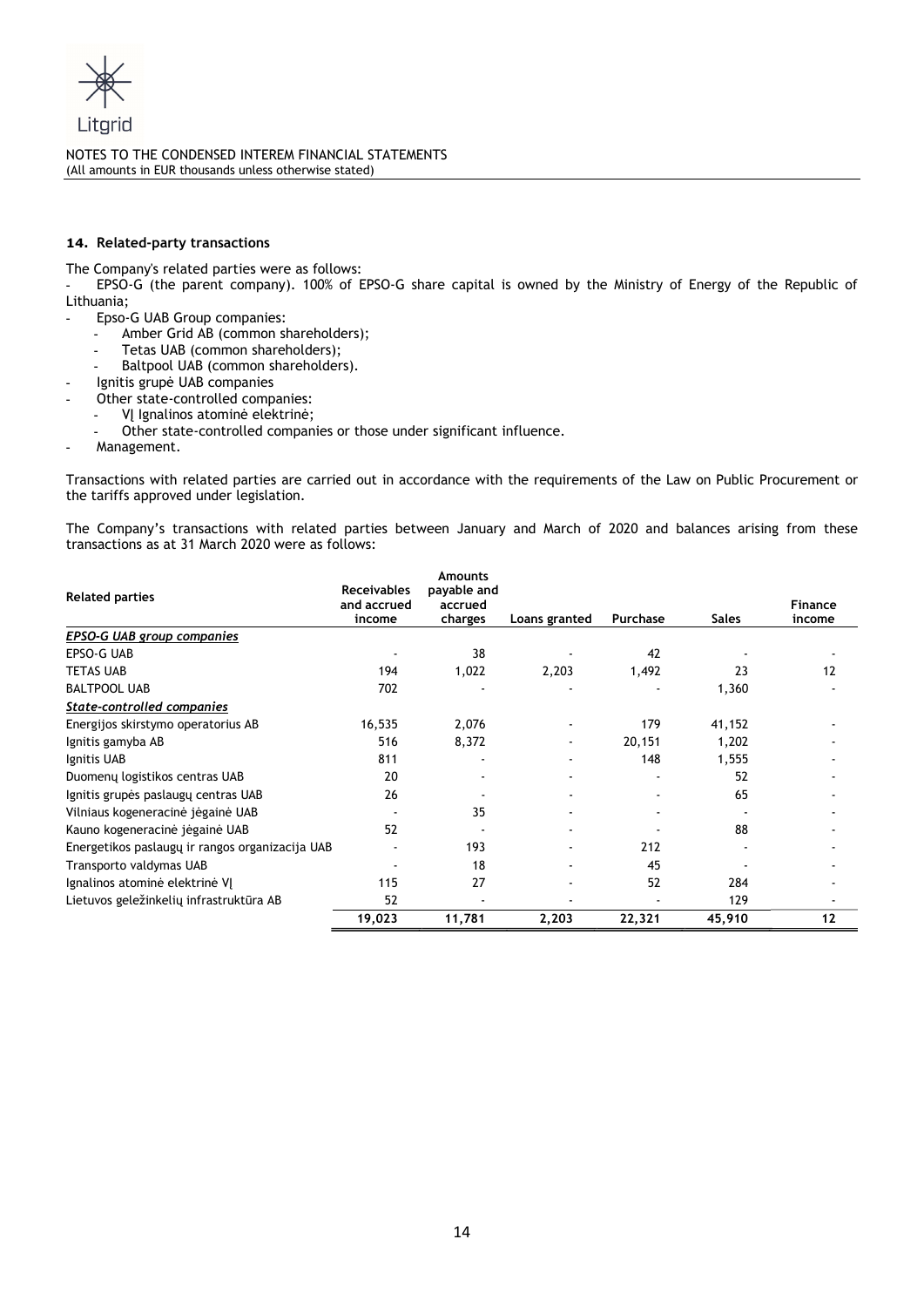## 14. Related-party transactions

The Company's related parties were as follows:

- EPSO-G (the parent company). 100% of EPSO-G share capital is owned by the Ministry of Energy of the Republic of Lithuania;
- Epso-G UAB Group companies:
  - Amber Grid AB (common shareholders);
  - Tetas UAB (common shareholders);
  - Baltpool UAB (common shareholders).
- Ignitis grupė UAB companies
- Other state-controlled companies:
  - VĮ Ignalinos atominė elektrinė;
  - Other state-controlled companies or those under significant influence.
- Management.

Transactions with related parties are carried out in accordance with the requirements of the Law on Public Procurement or the tariffs approved under legislation.

The Company's transactions with related parties between January and March of 2020 and balances arising from these transactions as at 31 March 2020 were as follows:

| Related parties | Receivables and accrued income | Amounts payable and accrued charges | Loans granted | Purchase | Sales | Finance income |
|---|---|---|---|---|---|---|
| ***EPSO-G UAB group companies*** | | | | | | |
| EPSO-G UAB | - | 38 | - | 42 | - | - |
| TETAS UAB | 194 | 1,022 | 2,203 | 1,492 | 23 | 12 |
| BALTPOOL UAB | 702 | - | - | - | 1,360 | - |
| ***State-controlled companies*** | | | | | | |
| Energijos skirstymo operatorius AB | 16,535 | 2,076 | - | 179 | 41,152 | - |
| Ignitis gamyba AB | 516 | 8,372 | - | 20,151 | 1,202 | - |
| Ignitis UAB | 811 | - | - | 148 | 1,555 | - |
| Duomenų logistikos centras UAB | 20 | - | - | - | 52 | - |
| Ignitis grupės paslaugų centras UAB | 26 | - | - | - | 65 | - |
| Vilniaus kogeneracinė jėgainė UAB | - | 35 | - | - | - | - |
| Kauno kogeneracinė jėgainė UAB | 52 | - | - | - | 88 | - |
| Energetikos paslaugų ir rangos organizacija UAB | - | 193 | - | 212 | - | - |
| Transporto valdymas UAB | - | 18 | - | 45 | - | - |
| Ignalinos atominė elektrinė VĮ | 115 | 27 | - | 52 | 284 | - |
| Lietuvos geležinkelių infrastruktūra AB | 52 | - | - | - | 129 | - |
| | **19,023** | **11,781** | **2,203** | **22,321** | **45,910** | **12** |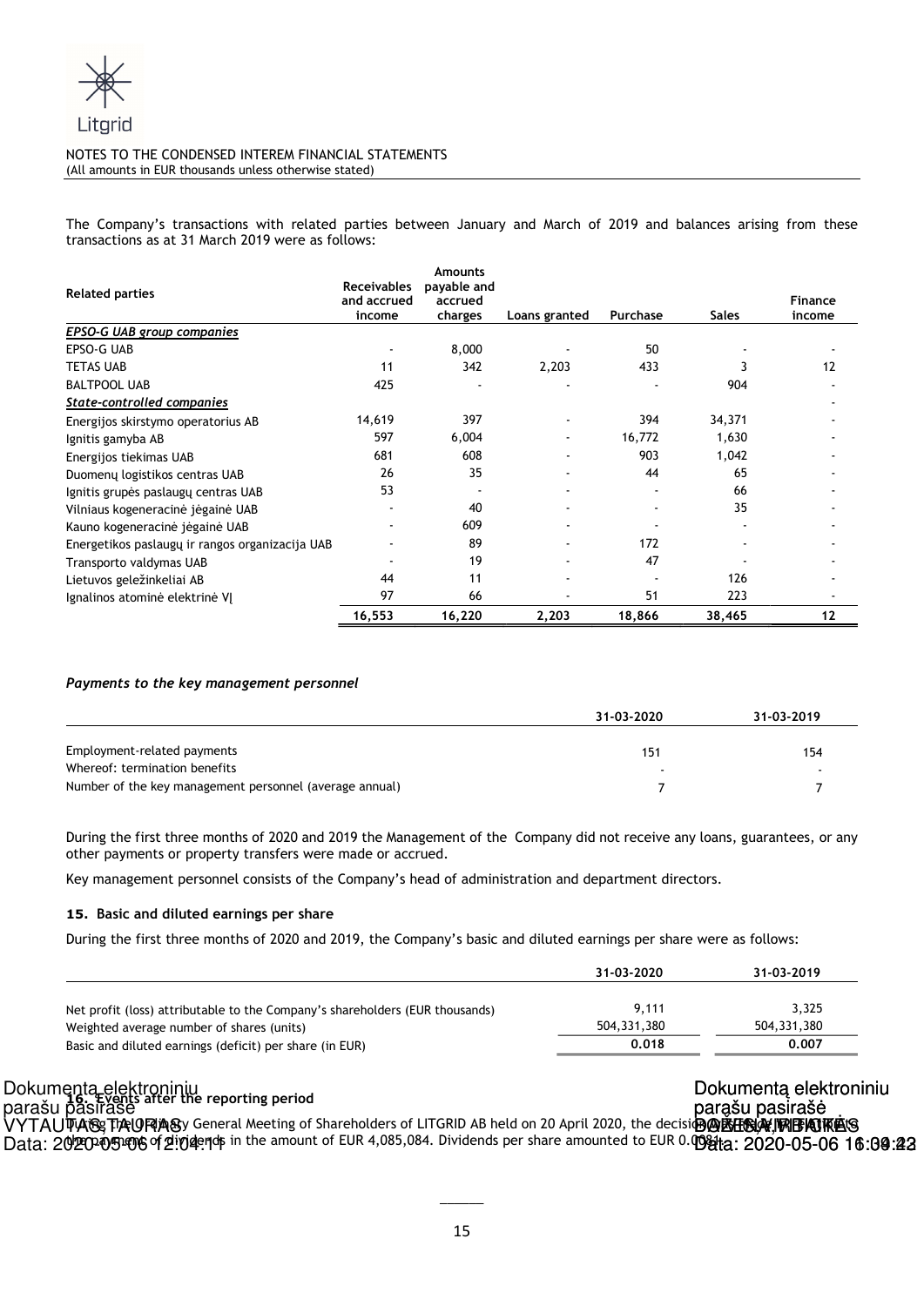The Company's transactions with related parties between January and March of 2019 and balances arising from these transactions as at 31 March 2019 were as follows:

| Related parties | Receivables and accrued income | Amounts payable and accrued charges | Loans granted | Purchase | Sales | Finance income |
|---|---|---|---|---|---|---|
| ***EPSO-G UAB group companies*** | | | | | | |
| EPSO-G UAB | - | 8,000 | - | 50 | - | - |
| TETAS UAB | 11 | 342 | 2,203 | 433 | 3 | 12 |
| BALTPOOL UAB | 425 | - | - | - | 904 | - |
| ***State-controlled companies*** | | | | | | - |
| Energijos skirstymo operatorius AB | 14,619 | 397 | - | 394 | 34,371 | - |
| Ignitis gamyba AB | 597 | 6,004 | - | 16,772 | 1,630 | - |
| Energijos tiekimas UAB | 681 | 608 | - | 903 | 1,042 | - |
| Duomenų logistikos centras UAB | 26 | 35 | - | 44 | 65 | - |
| Ignitis grupės paslaugų centras UAB | 53 | - | - | - | 66 | - |
| Vilniaus kogeneracinė jėgainė UAB | - | 40 | - | - | 35 | - |
| Kauno kogeneracinė jėgainė UAB | - | 609 | - | - | - | - |
| Energetikos paslaugų ir rangos organizacija UAB | - | 89 | - | 172 | - | - |
| Transporto valdymas UAB | - | 19 | - | 47 | - | - |
| Lietuvos geležinkeliai AB | 44 | 11 | - | - | 126 | - |
| Ignalinos atominė elektrinė VĮ | 97 | 66 | - | 51 | 223 | - |
| | **16,553** | **16,220** | **2,203** | **18,866** | **38,465** | **12** |

***Payments to the key management personnel***

| | 31-03-2020 | 31-03-2019 |
|---|---|---|
| Employment-related payments | 151 | 154 |
| Whereof: termination benefits | - | - |
| Number of the key management personnel (average annual) | 7 | 7 |

During the first three months of 2020 and 2019 the Management of the Company did not receive any loans, guarantees, or any other payments or property transfers were made or accrued.

Key management personnel consists of the Company's head of administration and department directors.

### 15. Basic and diluted earnings per share

During the first three months of 2020 and 2019, the Company's basic and diluted earnings per share were as follows:

| | 31-03-2020 | 31-03-2019 |
|---|---|---|
| Net profit (loss) attributable to the Company's shareholders (EUR thousands) | 9,111 | 3,325 |
| Weighted average number of shares (units) | 504,331,380 | 504,331,380 |
| Basic and diluted earnings (deficit) per share (in EUR) | **0.018** | **0.007** |

### 16. Events after the reporting period

During the Ordinary General Meeting of Shareholders of LITGRID AB held on 20 April 2020, the decision on the payment of dividends in the amount of EUR 4,085,084. Dividends per share amounted to EUR 0.0081.